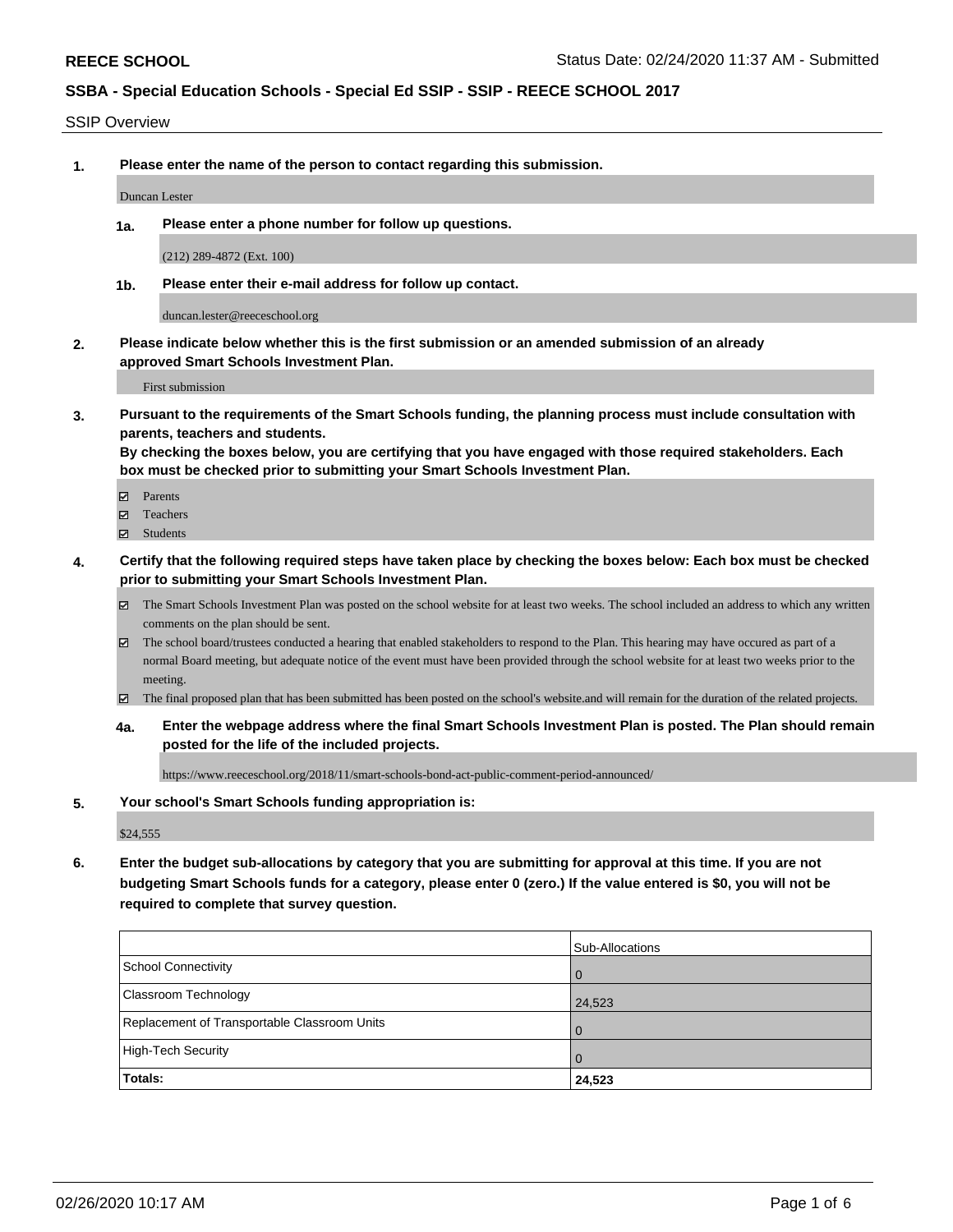**REECE SCHOOL** Status Date: 02/24/2020 11:37 AM - Submitted

## SSBA - Special Education Schools - Special Ed SSIP - SSIP - REECE SCHOOL 2017

SSIP Overview

**1. Please enter the name of the person to contact regarding this submission.**

Duncan Lester

**1a. Please enter a phone number for follow up questions.**

(212) 289-4872 (Ext. 100)

**1b. Please enter their e-mail address for follow up contact.**

duncan.lester@reeceschool.org

**2. Please indicate below whether this is the first submission or an amended submission of an already approved Smart Schools Investment Plan.**

First submission

**3. Pursuant to the requirements of the Smart Schools funding, the planning process must include consultation with parents, teachers and students.**
**By checking the boxes below, you are certifying that you have engaged with those required stakeholders. Each box must be checked prior to submitting your Smart Schools Investment Plan.**

- ☑ Parents
- ☑ Teachers
- ☑ Students

**4. Certify that the following required steps have taken place by checking the boxes below: Each box must be checked prior to submitting your Smart Schools Investment Plan.**

- ☑ The Smart Schools Investment Plan was posted on the school website for at least two weeks. The school included an address to which any written comments on the plan should be sent.
- ☑ The school board/trustees conducted a hearing that enabled stakeholders to respond to the Plan. This hearing may have occured as part of a normal Board meeting, but adequate notice of the event must have been provided through the school website for at least two weeks prior to the meeting.
- ☑ The final proposed plan that has been submitted has been posted on the school's website.and will remain for the duration of the related projects.

**4a. Enter the webpage address where the final Smart Schools Investment Plan is posted. The Plan should remain posted for the life of the included projects.**

https://www.reeceschool.org/2018/11/smart-schools-bond-act-public-comment-period-announced/

**5. Your school's Smart Schools funding appropriation is:**

$24,555

**6. Enter the budget sub-allocations by category that you are submitting for approval at this time. If you are not budgeting Smart Schools funds for a category, please enter 0 (zero.) If the value entered is $0, you will not be required to complete that survey question.**

| | Sub-Allocations |
|---|---|
| School Connectivity | 0 |
| Classroom Technology | 24,523 |
| Replacement of Transportable Classroom Units | 0 |
| High-Tech Security | 0 |
| **Totals:** | **24,523** |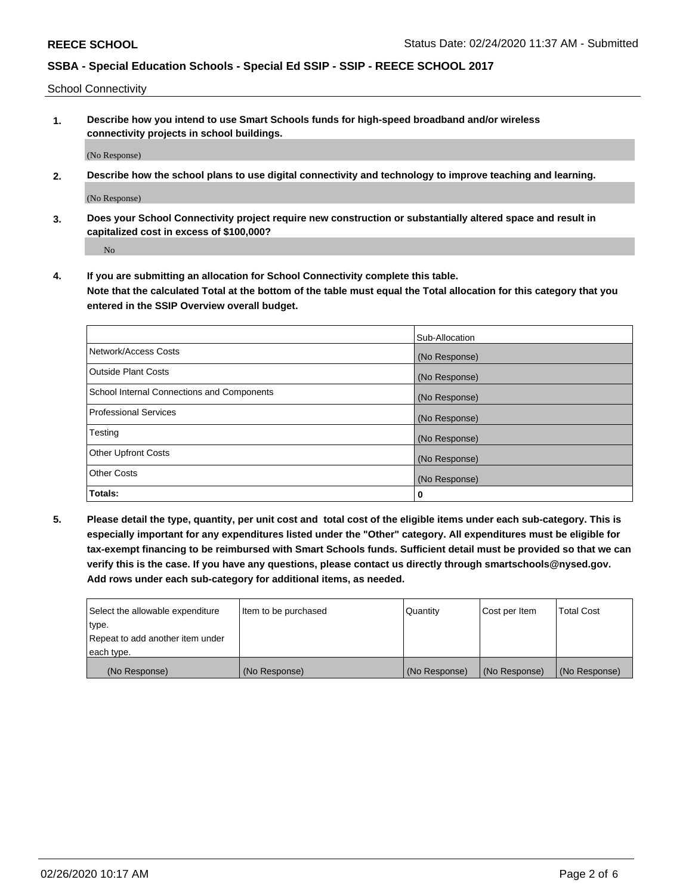School Connectivity

1. **Describe how you intend to use Smart Schools funds for high-speed broadband and/or wireless connectivity projects in school buildings.**

   (No Response)

2. **Describe how the school plans to use digital connectivity and technology to improve teaching and learning.**

   (No Response)

3. **Does your School Connectivity project require new construction or substantially altered space and result in capitalized cost in excess of $100,000?**

   No

4. **If you are submitting an allocation for School Connectivity complete this table. Note that the calculated Total at the bottom of the table must equal the Total allocation for this category that you entered in the SSIP Overview overall budget.**

|  | Sub-Allocation |
| --- | --- |
| Network/Access Costs | (No Response) |
| Outside Plant Costs | (No Response) |
| School Internal Connections and Components | (No Response) |
| Professional Services | (No Response) |
| Testing | (No Response) |
| Other Upfront Costs | (No Response) |
| Other Costs | (No Response) |
| **Totals:** | **0** |

5. **Please detail the type, quantity, per unit cost and total cost of the eligible items under each sub-category. This is especially important for any expenditures listed under the "Other" category. All expenditures must be eligible for tax-exempt financing to be reimbursed with Smart Schools funds. Sufficient detail must be provided so that we can verify this is the case. If you have any questions, please contact us directly through smartschools@nysed.gov. Add rows under each sub-category for additional items, as needed.**

| Select the allowable expenditure type. Repeat to add another item under each type. | Item to be purchased | Quantity | Cost per Item | Total Cost |
| --- | --- | --- | --- | --- |
| (No Response) | (No Response) | (No Response) | (No Response) | (No Response) |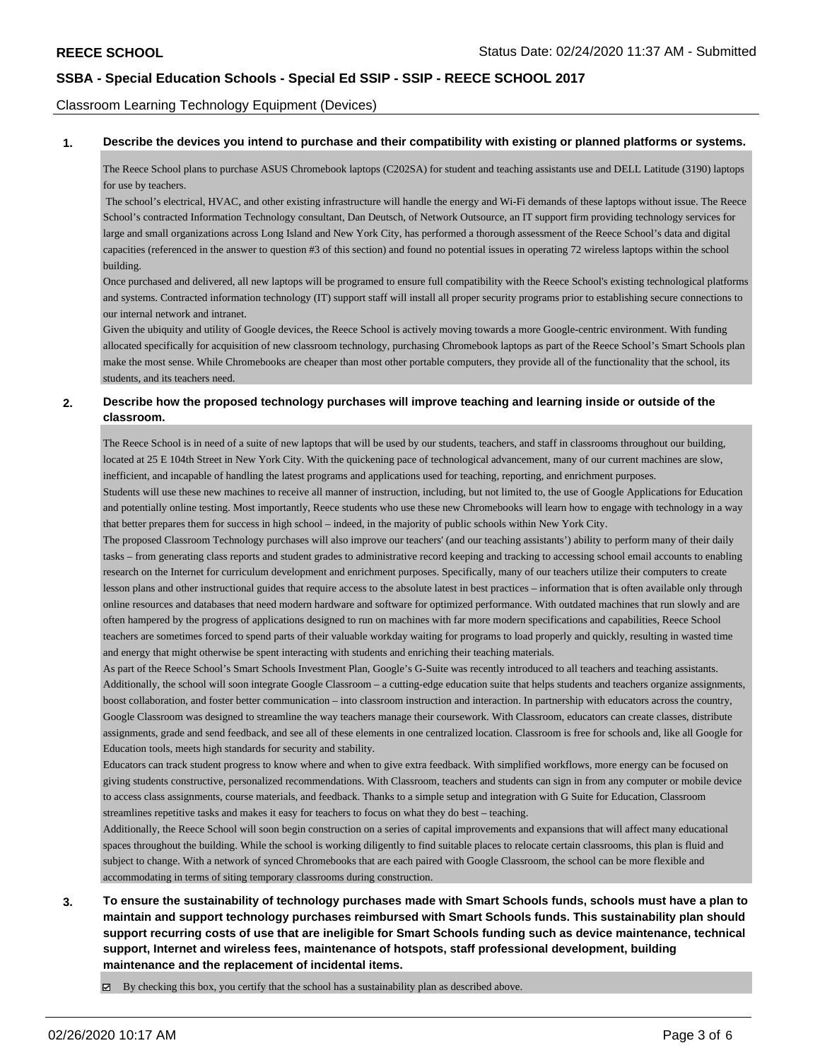Classroom Learning Technology Equipment (Devices)

**1. Describe the devices you intend to purchase and their compatibility with existing or planned platforms or systems.**

The Reece School plans to purchase ASUS Chromebook laptops (C202SA) for student and teaching assistants use and DELL Latitude (3190) laptops for use by teachers.

The school's electrical, HVAC, and other existing infrastructure will handle the energy and Wi-Fi demands of these laptops without issue. The Reece School's contracted Information Technology consultant, Dan Deutsch, of Network Outsource, an IT support firm providing technology services for large and small organizations across Long Island and New York City, has performed a thorough assessment of the Reece School's data and digital capacities (referenced in the answer to question #3 of this section) and found no potential issues in operating 72 wireless laptops within the school building.

Once purchased and delivered, all new laptops will be programed to ensure full compatibility with the Reece School's existing technological platforms and systems. Contracted information technology (IT) support staff will install all proper security programs prior to establishing secure connections to our internal network and intranet.

Given the ubiquity and utility of Google devices, the Reece School is actively moving towards a more Google-centric environment. With funding allocated specifically for acquisition of new classroom technology, purchasing Chromebook laptops as part of the Reece School's Smart Schools plan make the most sense. While Chromebooks are cheaper than most other portable computers, they provide all of the functionality that the school, its students, and its teachers need.

**2. Describe how the proposed technology purchases will improve teaching and learning inside or outside of the classroom.**

The Reece School is in need of a suite of new laptops that will be used by our students, teachers, and staff in classrooms throughout our building, located at 25 E 104th Street in New York City. With the quickening pace of technological advancement, many of our current machines are slow, inefficient, and incapable of handling the latest programs and applications used for teaching, reporting, and enrichment purposes.

Students will use these new machines to receive all manner of instruction, including, but not limited to, the use of Google Applications for Education and potentially online testing. Most importantly, Reece students who use these new Chromebooks will learn how to engage with technology in a way that better prepares them for success in high school – indeed, in the majority of public schools within New York City.

The proposed Classroom Technology purchases will also improve our teachers' (and our teaching assistants') ability to perform many of their daily tasks – from generating class reports and student grades to administrative record keeping and tracking to accessing school email accounts to enabling research on the Internet for curriculum development and enrichment purposes. Specifically, many of our teachers utilize their computers to create lesson plans and other instructional guides that require access to the absolute latest in best practices – information that is often available only through online resources and databases that need modern hardware and software for optimized performance. With outdated machines that run slowly and are often hampered by the progress of applications designed to run on machines with far more modern specifications and capabilities, Reece School teachers are sometimes forced to spend parts of their valuable workday waiting for programs to load properly and quickly, resulting in wasted time and energy that might otherwise be spent interacting with students and enriching their teaching materials.

As part of the Reece School's Smart Schools Investment Plan, Google's G-Suite was recently introduced to all teachers and teaching assistants. Additionally, the school will soon integrate Google Classroom – a cutting-edge education suite that helps students and teachers organize assignments, boost collaboration, and foster better communication – into classroom instruction and interaction. In partnership with educators across the country, Google Classroom was designed to streamline the way teachers manage their coursework. With Classroom, educators can create classes, distribute assignments, grade and send feedback, and see all of these elements in one centralized location. Classroom is free for schools and, like all Google for Education tools, meets high standards for security and stability.

Educators can track student progress to know where and when to give extra feedback. With simplified workflows, more energy can be focused on giving students constructive, personalized recommendations. With Classroom, teachers and students can sign in from any computer or mobile device to access class assignments, course materials, and feedback. Thanks to a simple setup and integration with G Suite for Education, Classroom streamlines repetitive tasks and makes it easy for teachers to focus on what they do best – teaching.

Additionally, the Reece School will soon begin construction on a series of capital improvements and expansions that will affect many educational spaces throughout the building. While the school is working diligently to find suitable places to relocate certain classrooms, this plan is fluid and subject to change. With a network of synced Chromebooks that are each paired with Google Classroom, the school can be more flexible and accommodating in terms of siting temporary classrooms during construction.

**3. To ensure the sustainability of technology purchases made with Smart Schools funds, schools must have a plan to maintain and support technology purchases reimbursed with Smart Schools funds. This sustainability plan should support recurring costs of use that are ineligible for Smart Schools funding such as device maintenance, technical support, Internet and wireless fees, maintenance of hotspots, staff professional development, building maintenance and the replacement of incidental items.**

☑ By checking this box, you certify that the school has a sustainability plan as described above.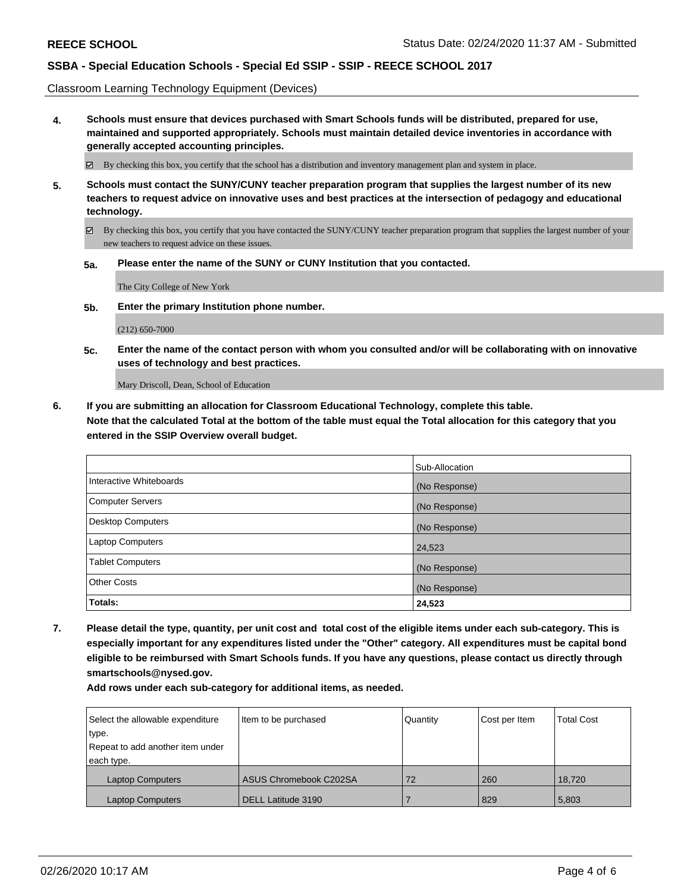Classroom Learning Technology Equipment (Devices)

**4. Schools must ensure that devices purchased with Smart Schools funds will be distributed, prepared for use, maintained and supported appropriately. Schools must maintain detailed device inventories in accordance with generally accepted accounting principles.**

☑ By checking this box, you certify that the school has a distribution and inventory management plan and system in place.

**5. Schools must contact the SUNY/CUNY teacher preparation program that supplies the largest number of its new teachers to request advice on innovative uses and best practices at the intersection of pedagogy and educational technology.**

☑ By checking this box, you certify that you have contacted the SUNY/CUNY teacher preparation program that supplies the largest number of your new teachers to request advice on these issues.

**5a. Please enter the name of the SUNY or CUNY Institution that you contacted.**

The City College of New York

**5b. Enter the primary Institution phone number.**

(212) 650-7000

**5c. Enter the name of the contact person with whom you consulted and/or will be collaborating with on innovative uses of technology and best practices.**

Mary Driscoll, Dean, School of Education

**6. If you are submitting an allocation for Classroom Educational Technology, complete this table.**
**Note that the calculated Total at the bottom of the table must equal the Total allocation for this category that you entered in the SSIP Overview overall budget.**

| | Sub-Allocation |
|---|---|
| Interactive Whiteboards | (No Response) |
| Computer Servers | (No Response) |
| Desktop Computers | (No Response) |
| Laptop Computers | 24,523 |
| Tablet Computers | (No Response) |
| Other Costs | (No Response) |
| **Totals:** | **24,523** |

**7. Please detail the type, quantity, per unit cost and total cost of the eligible items under each sub-category. This is especially important for any expenditures listed under the "Other" category. All expenditures must be capital bond eligible to be reimbursed with Smart Schools funds. If you have any questions, please contact us directly through smartschools@nysed.gov.**

**Add rows under each sub-category for additional items, as needed.**

| Select the allowable expenditure type. Repeat to add another item under each type. | Item to be purchased | Quantity | Cost per Item | Total Cost |
|---|---|---|---|---|
| Laptop Computers | ASUS Chromebook C202SA | 72 | 260 | 18,720 |
| Laptop Computers | DELL Latitude 3190 | 7 | 829 | 5,803 |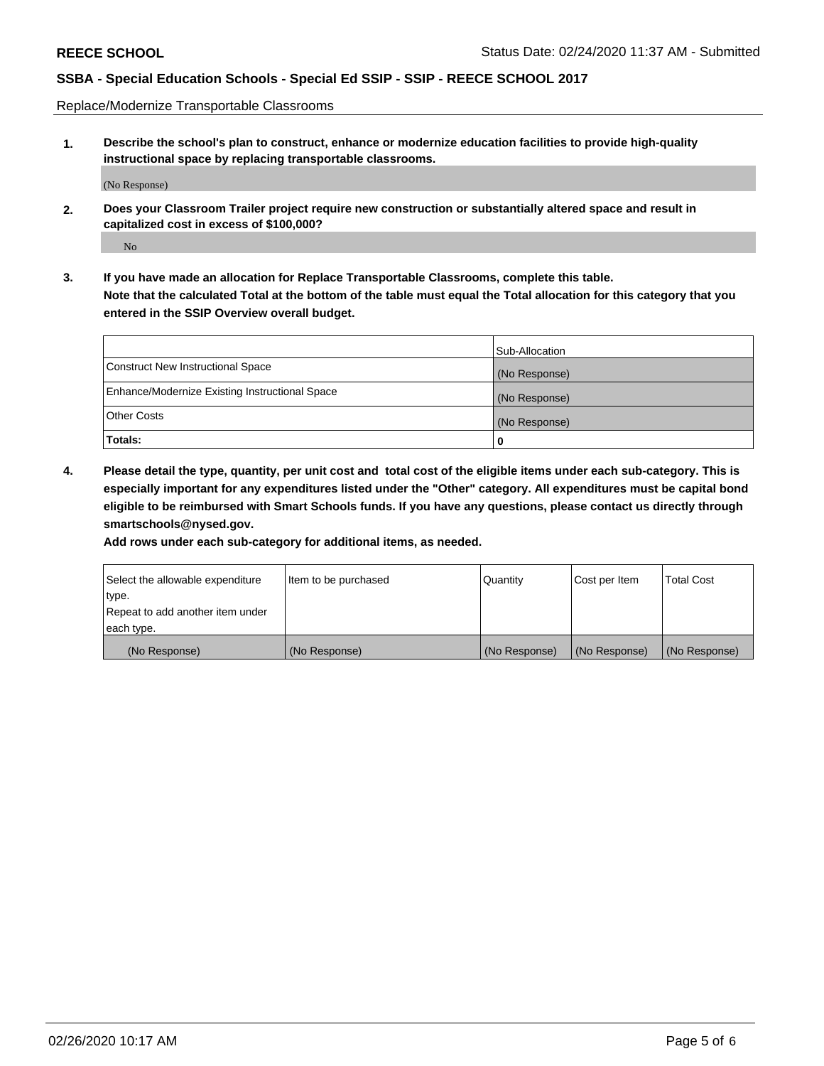Replace/Modernize Transportable Classrooms

**1. Describe the school's plan to construct, enhance or modernize education facilities to provide high-quality instructional space by replacing transportable classrooms.**

(No Response)

**2. Does your Classroom Trailer project require new construction or substantially altered space and result in capitalized cost in excess of $100,000?**

No

**3. If you have made an allocation for Replace Transportable Classrooms, complete this table. Note that the calculated Total at the bottom of the table must equal the Total allocation for this category that you entered in the SSIP Overview overall budget.**

| | Sub-Allocation |
|---|---|
| Construct New Instructional Space | (No Response) |
| Enhance/Modernize Existing Instructional Space | (No Response) |
| Other Costs | (No Response) |
| **Totals:** | **0** |

**4. Please detail the type, quantity, per unit cost and total cost of the eligible items under each sub-category. This is especially important for any expenditures listed under the "Other" category. All expenditures must be capital bond eligible to be reimbursed with Smart Schools funds. If you have any questions, please contact us directly through smartschools@nysed.gov.**

**Add rows under each sub-category for additional items, as needed.**

| Select the allowable expenditure type. Repeat to add another item under each type. | Item to be purchased | Quantity | Cost per Item | Total Cost |
|---|---|---|---|---|
| (No Response) | (No Response) | (No Response) | (No Response) | (No Response) |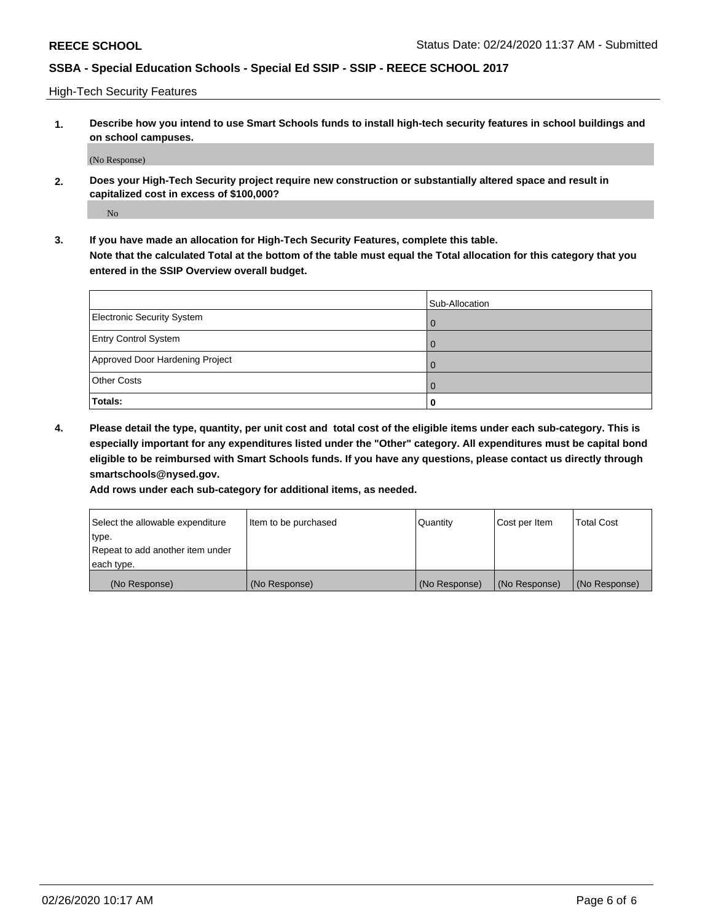High-Tech Security Features

**1. Describe how you intend to use Smart Schools funds to install high-tech security features in school buildings and on school campuses.**

(No Response)

**2. Does your High-Tech Security project require new construction or substantially altered space and result in capitalized cost in excess of $100,000?**

No

**3. If you have made an allocation for High-Tech Security Features, complete this table.**
**Note that the calculated Total at the bottom of the table must equal the Total allocation for this category that you entered in the SSIP Overview overall budget.**

| | Sub-Allocation |
|---|---|
| Electronic Security System | 0 |
| Entry Control System | 0 |
| Approved Door Hardening Project | 0 |
| Other Costs | 0 |
| **Totals:** | **0** |

**4. Please detail the type, quantity, per unit cost and total cost of the eligible items under each sub-category. This is especially important for any expenditures listed under the "Other" category. All expenditures must be capital bond eligible to be reimbursed with Smart Schools funds. If you have any questions, please contact us directly through smartschools@nysed.gov.**

**Add rows under each sub-category for additional items, as needed.**

| Select the allowable expenditure type. Repeat to add another item under each type. | Item to be purchased | Quantity | Cost per Item | Total Cost |
|---|---|---|---|---|
| (No Response) | (No Response) | (No Response) | (No Response) | (No Response) |